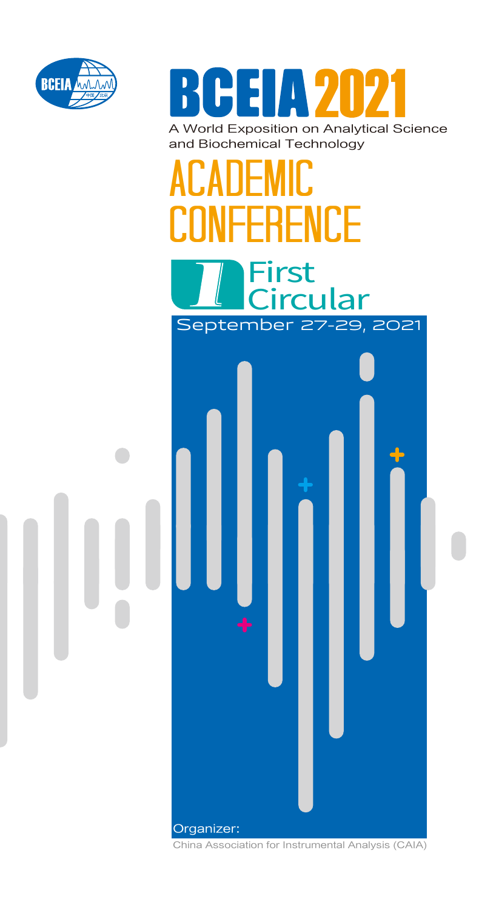# BCEIA 2021

A World Exposition on Analytical Science and Biochemical Technology

# ACADEMIC CONFERENCE

## First Circular

September 27-29, 2021

Organizer:

China Association for Instrumental Analysis (CAIA)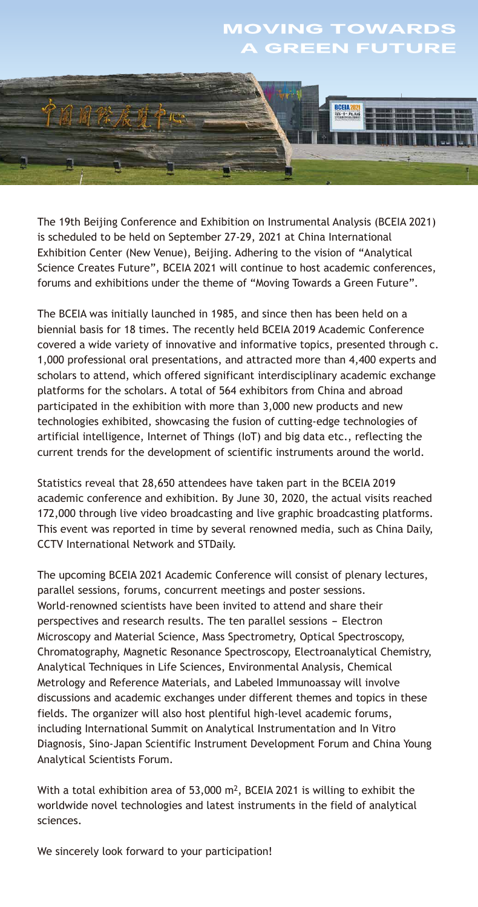# MOVING TOWARDS A GREEN FUTURE

The 19th Beijing Conference and Exhibition on Instrumental Analysis (BCEIA 2021) is scheduled to be held on September 27-29, 2021 at China International Exhibition Center (New Venue), Beijing. Adhering to the vision of "Analytical Science Creates Future", BCEIA 2021 will continue to host academic conferences, forums and exhibitions under the theme of "Moving Towards a Green Future".

The BCEIA was initially launched in 1985, and since then has been held on a biennial basis for 18 times. The recently held BCEIA 2019 Academic Conference covered a wide variety of innovative and informative topics, presented through c. 1,000 professional oral presentations, and attracted more than 4,400 experts and scholars to attend, which offered significant interdisciplinary academic exchange platforms for the scholars. A total of 564 exhibitors from China and abroad participated in the exhibition with more than 3,000 new products and new technologies exhibited, showcasing the fusion of cutting-edge technologies of artificial intelligence, Internet of Things (IoT) and big data etc., reflecting the current trends for the development of scientific instruments around the world.

Statistics reveal that 28,650 attendees have taken part in the BCEIA 2019 academic conference and exhibition. By June 30, 2020, the actual visits reached 172,000 through live video broadcasting and live graphic broadcasting platforms. This event was reported in time by several renowned media, such as China Daily, CCTV International Network and STDaily.

The upcoming BCEIA 2021 Academic Conference will consist of plenary lectures, parallel sessions, forums, concurrent meetings and poster sessions. World-renowned scientists have been invited to attend and share their perspectives and research results. The ten parallel sessions – Electron Microscopy and Material Science, Mass Spectrometry, Optical Spectroscopy, Chromatography, Magnetic Resonance Spectroscopy, Electroanalytical Chemistry, Analytical Techniques in Life Sciences, Environmental Analysis, Chemical Metrology and Reference Materials, and Labeled Immunoassay will involve discussions and academic exchanges under different themes and topics in these fields. The organizer will also host plentiful high-level academic forums, including International Summit on Analytical Instrumentation and In Vitro Diagnosis, Sino-Japan Scientific Instrument Development Forum and China Young Analytical Scientists Forum.

With a total exhibition area of 53,000 m$^2$, BCEIA 2021 is willing to exhibit the worldwide novel technologies and latest instruments in the field of analytical sciences.

We sincerely look forward to your participation!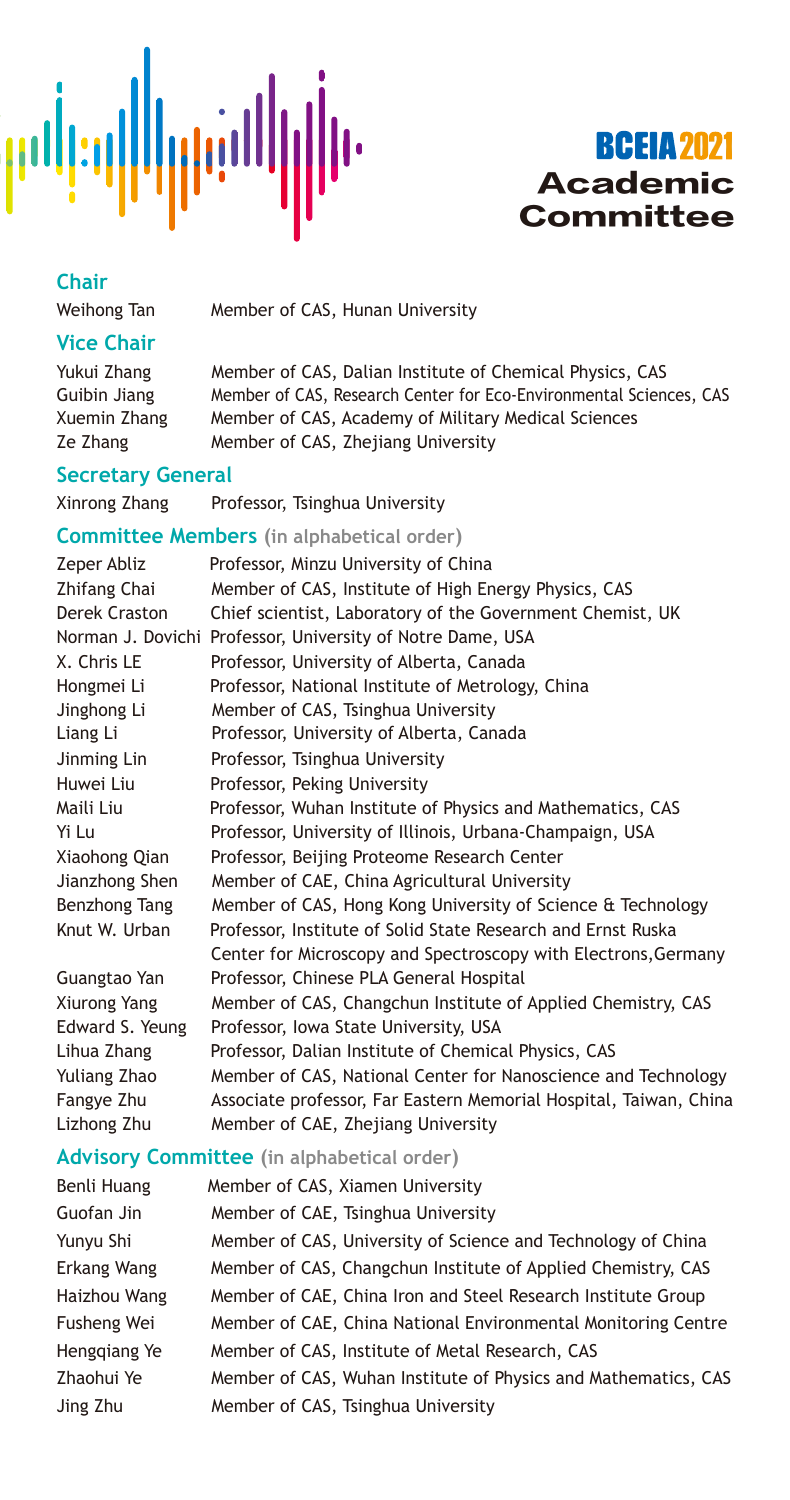# BCEIA 2021 Academic Committee

## Chair

| | |
|---|---|
| Weihong Tan | Member of CAS, Hunan University |

## Vice Chair

| | |
|---|---|
| Yukui Zhang | Member of CAS, Dalian Institute of Chemical Physics, CAS |
| Guibin Jiang | Member of CAS, Research Center for Eco-Environmental Sciences, CAS |
| Xuemin Zhang | Member of CAS, Academy of Military Medical Sciences |
| Ze Zhang | Member of CAS, Zhejiang University |

## Secretary General

| | |
|---|---|
| Xinrong Zhang | Professor, Tsinghua University |

## Committee Members (in alphabetical order)

| | |
|---|---|
| Zeper Abliz | Professor, Minzu University of China |
| Zhifang Chai | Member of CAS, Institute of High Energy Physics, CAS |
| Derek Craston | Chief scientist, Laboratory of the Government Chemist, UK |
| Norman J. Dovichi | Professor, University of Notre Dame, USA |
| X. Chris LE | Professor, University of Alberta, Canada |
| Hongmei Li | Professor, National Institute of Metrology, China |
| Jinghong Li | Member of CAS, Tsinghua University |
| Liang Li | Professor, University of Alberta, Canada |
| Jinming Lin | Professor, Tsinghua University |
| Huwei Liu | Professor, Peking University |
| Maili Liu | Professor, Wuhan Institute of Physics and Mathematics, CAS |
| Yi Lu | Professor, University of Illinois, Urbana-Champaign, USA |
| Xiaohong Qian | Professor, Beijing Proteome Research Center |
| Jianzhong Shen | Member of CAE, China Agricultural University |
| Benzhong Tang | Member of CAS, Hong Kong University of Science & Technology |
| Knut W. Urban | Professor, Institute of Solid State Research and Ernst Ruska Center for Microscopy and Spectroscopy with Electrons, Germany |
| Guangtao Yan | Professor, Chinese PLA General Hospital |
| Xiurong Yang | Member of CAS, Changchun Institute of Applied Chemistry, CAS |
| Edward S. Yeung | Professor, Iowa State University, USA |
| Lihua Zhang | Professor, Dalian Institute of Chemical Physics, CAS |
| Yuliang Zhao | Member of CAS, National Center for Nanoscience and Technology |
| Fangye Zhu | Associate professor, Far Eastern Memorial Hospital, Taiwan, China |
| Lizhong Zhu | Member of CAE, Zhejiang University |

## Advisory Committee (in alphabetical order)

| | |
|---|---|
| Benli Huang | Member of CAS, Xiamen University |
| Guofan Jin | Member of CAE, Tsinghua University |
| Yunyu Shi | Member of CAS, University of Science and Technology of China |
| Erkang Wang | Member of CAS, Changchun Institute of Applied Chemistry, CAS |
| Haizhou Wang | Member of CAE, China Iron and Steel Research Institute Group |
| Fusheng Wei | Member of CAE, China National Environmental Monitoring Centre |
| Hengqiang Ye | Member of CAS, Institute of Metal Research, CAS |
| Zhaohui Ye | Member of CAS, Wuhan Institute of Physics and Mathematics, CAS |
| Jing Zhu | Member of CAS, Tsinghua University |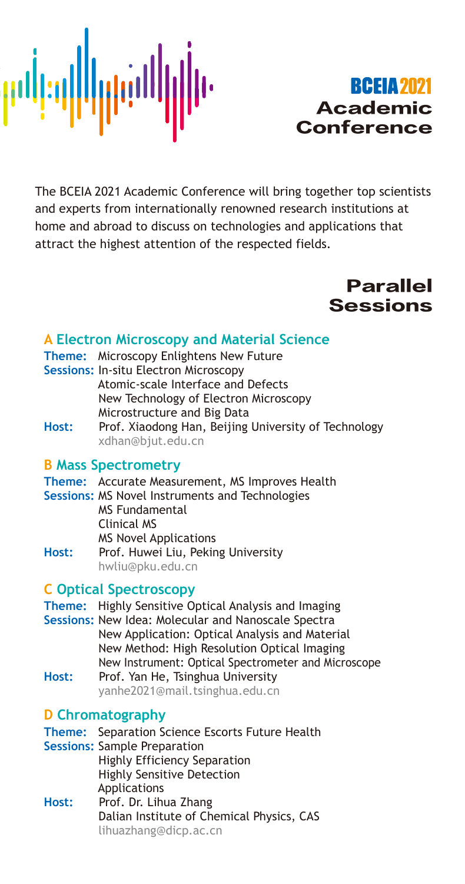# BCEIA 2021 Academic Conference

The BCEIA 2021 Academic Conference will bring together top scientists and experts from internationally renowned research institutions at home and abroad to discuss on technologies and applications that attract the highest attention of the respected fields.

## Parallel Sessions

### A Electron Microscopy and Material Science

**Theme:** Microscopy Enlightens New Future

**Sessions:** In-situ Electron Microscopy
Atomic-scale Interface and Defects
New Technology of Electron Microscopy
Microstructure and Big Data

**Host:** Prof. Xiaodong Han, Beijing University of Technology
xdhan@bjut.edu.cn

### B Mass Spectrometry

**Theme:** Accurate Measurement, MS Improves Health

**Sessions:** MS Novel Instruments and Technologies
MS Fundamental
Clinical MS
MS Novel Applications

**Host:** Prof. Huwei Liu, Peking University
hwliu@pku.edu.cn

### C Optical Spectroscopy

**Theme:** Highly Sensitive Optical Analysis and Imaging

**Sessions:** New Idea: Molecular and Nanoscale Spectra
New Application: Optical Analysis and Material
New Method: High Resolution Optical Imaging
New Instrument: Optical Spectrometer and Microscope

**Host:** Prof. Yan He, Tsinghua University
yanhe2021@mail.tsinghua.edu.cn

### D Chromatography

**Theme:** Separation Science Escorts Future Health

**Sessions:** Sample Preparation
Highly Efficiency Separation
Highly Sensitive Detection
Applications

**Host:** Prof. Dr. Lihua Zhang
Dalian Institute of Chemical Physics, CAS
lihuazhang@dicp.ac.cn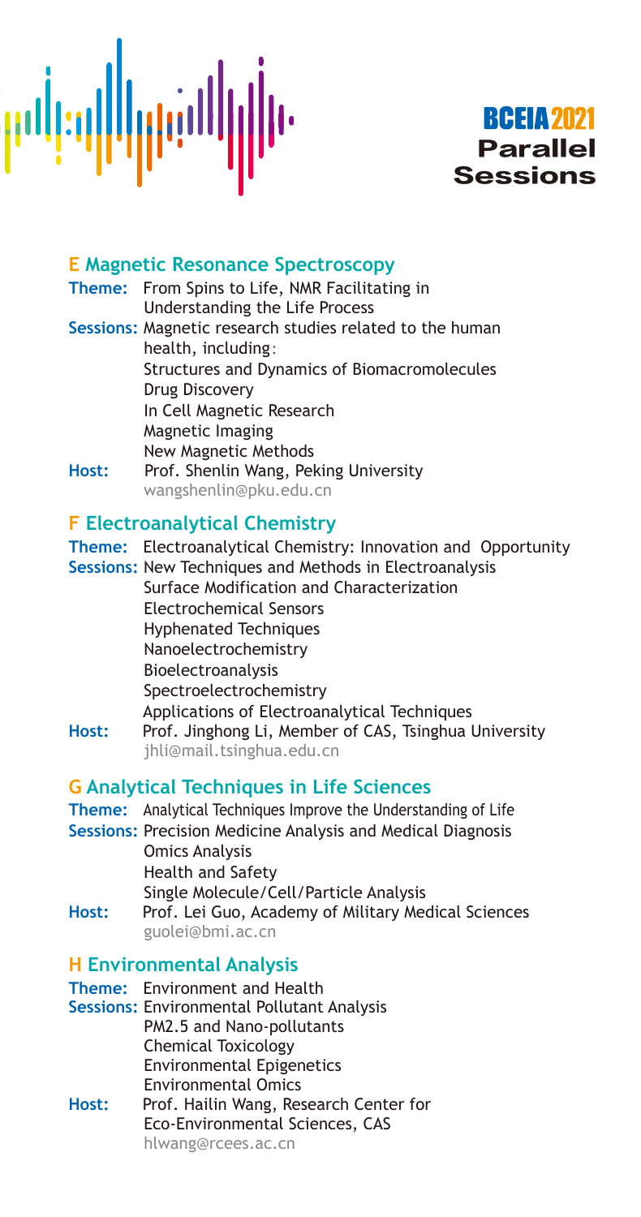**BCEIA 2021**
**Parallel Sessions**

## E Magnetic Resonance Spectroscopy

**Theme:** From Spins to Life, NMR Facilitating in Understanding the Life Process

**Sessions:** Magnetic research studies related to the human health, including：
- Structures and Dynamics of Biomacromolecules
- Drug Discovery
- In Cell Magnetic Research
- Magnetic Imaging
- New Magnetic Methods

**Host:** Prof. Shenlin Wang, Peking University
wangshenlin@pku.edu.cn

## F Electroanalytical Chemistry

**Theme:** Electroanalytical Chemistry: Innovation and Opportunity

**Sessions:**
- New Techniques and Methods in Electroanalysis
- Surface Modification and Characterization
- Electrochemical Sensors
- Hyphenated Techniques
- Nanoelectrochemistry
- Bioelectroanalysis
- Spectroelectrochemistry
- Applications of Electroanalytical Techniques

**Host:** Prof. Jinghong Li, Member of CAS, Tsinghua University
jhli@mail.tsinghua.edu.cn

## G Analytical Techniques in Life Sciences

**Theme:** Analytical Techniques Improve the Understanding of Life

**Sessions:**
- Precision Medicine Analysis and Medical Diagnosis
- Omics Analysis
- Health and Safety
- Single Molecule/Cell/Particle Analysis

**Host:** Prof. Lei Guo, Academy of Military Medical Sciences
guolei@bmi.ac.cn

## H Environmental Analysis

**Theme:** Environment and Health

**Sessions:**
- Environmental Pollutant Analysis
- PM2.5 and Nano-pollutants
- Chemical Toxicology
- Environmental Epigenetics
- Environmental Omics

**Host:** Prof. Hailin Wang, Research Center for Eco-Environmental Sciences, CAS
hlwang@rcees.ac.cn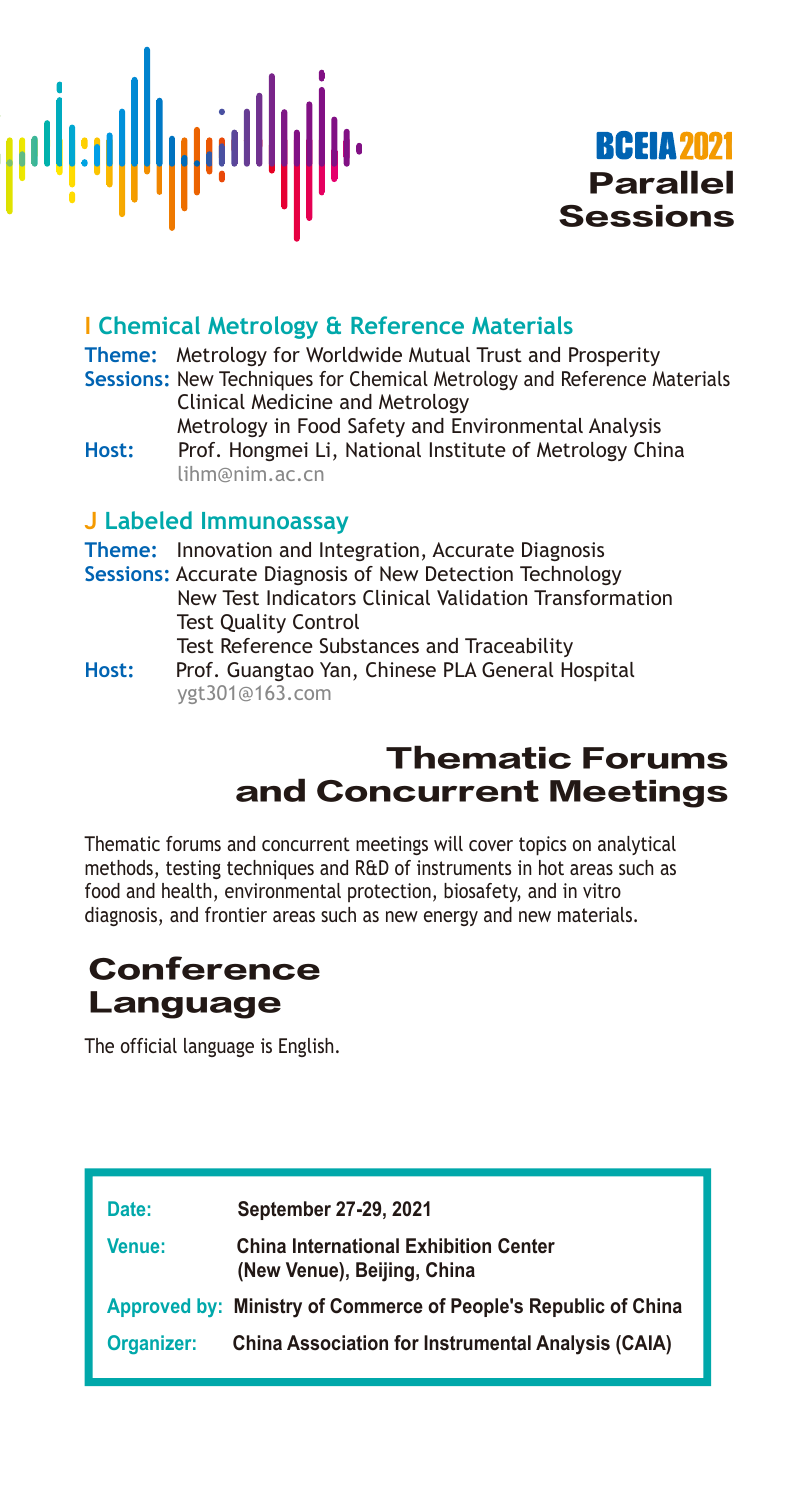# BCEIA 2021 Parallel Sessions

## I Chemical Metrology & Reference Materials

**Theme:** Metrology for Worldwide Mutual Trust and Prosperity

**Sessions:** New Techniques for Chemical Metrology and Reference Materials
Clinical Medicine and Metrology
Metrology in Food Safety and Environmental Analysis

**Host:** Prof. Hongmei Li, National Institute of Metrology China
lihm@nim.ac.cn

## J Labeled Immunoassay

**Theme:** Innovation and Integration, Accurate Diagnosis

**Sessions:** Accurate Diagnosis of New Detection Technology
New Test Indicators Clinical Validation Transformation
Test Quality Control
Test Reference Substances and Traceability

**Host:** Prof. Guangtao Yan, Chinese PLA General Hospital
ygt301@163.com

# Thematic Forums and Concurrent Meetings

Thematic forums and concurrent meetings will cover topics on analytical methods, testing techniques and R&D of instruments in hot areas such as food and health, environmental protection, biosafety, and in vitro diagnosis, and frontier areas such as new energy and new materials.

# Conference Language

The official language is English.

| | |
|---|---|
| **Date:** | **September 27-29, 2021** |
| **Venue:** | **China International Exhibition Center (New Venue), Beijing, China** |
| **Approved by:** | **Ministry of Commerce of People's Republic of China** |
| **Organizer:** | **China Association for Instrumental Analysis (CAIA)** |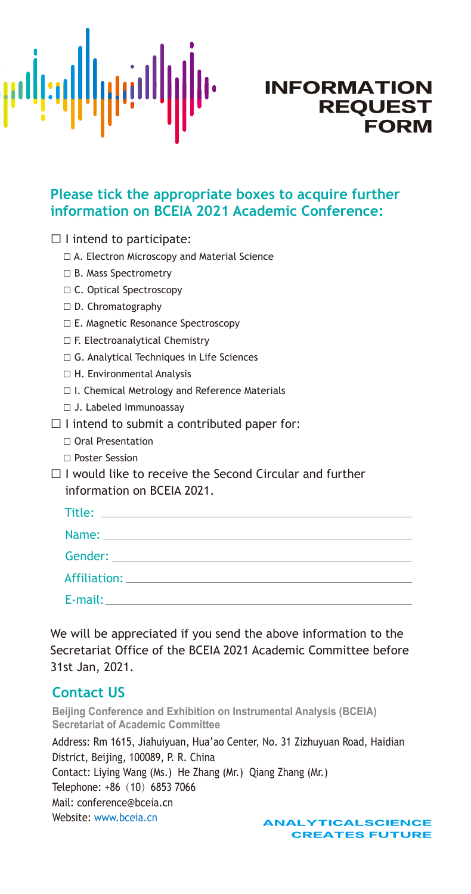# INFORMATION REQUEST FORM

## Please tick the appropriate boxes to acquire further information on BCEIA 2021 Academic Conference:

- □ I intend to participate:
  - □ A. Electron Microscopy and Material Science
  - □ B. Mass Spectrometry
  - □ C. Optical Spectroscopy
  - □ D. Chromatography
  - □ E. Magnetic Resonance Spectroscopy
  - □ F. Electroanalytical Chemistry
  - □ G. Analytical Techniques in Life Sciences
  - □ H. Environmental Analysis
  - □ I. Chemical Metrology and Reference Materials
  - □ J. Labeled Immunoassay
- □ I intend to submit a contributed paper for:
  - □ Oral Presentation
  - □ Poster Session
- □ I would like to receive the Second Circular and further information on BCEIA 2021.

Title: ____________________

Name: ____________________

Gender: ____________________

Affiliation: ____________________

E-mail: ____________________

We will be appreciated if you send the above information to the Secretariat Office of the BCEIA 2021 Academic Committee before 31st Jan, 2021.

## Contact US

**Beijing Conference and Exhibition on Instrumental Analysis (BCEIA)**
**Secretariat of Academic Committee**

Address: Rm 1615, Jiahuiyuan, Hua'ao Center, No. 31 Zizhuyuan Road, Haidian District, Beijing, 100089, P. R. China

Contact: Liying Wang (Ms.) He Zhang (Mr.) Qiang Zhang (Mr.)

Telephone: +86（10）6853 7066

Mail: conference@bceia.cn

Website: www.bceia.cn

**ANALYTICALSCIENCE CREATES FUTURE**